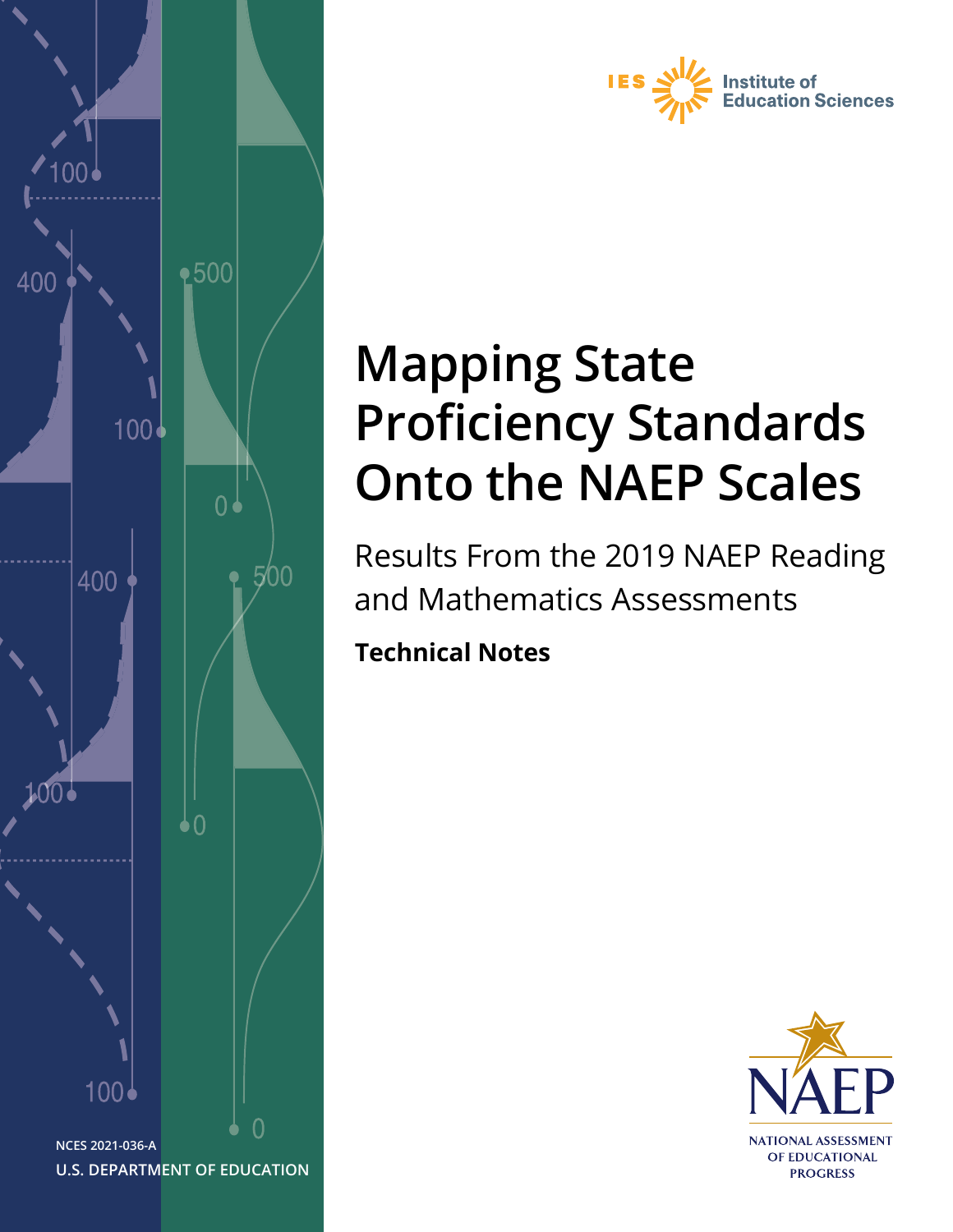IES Institute of Education Sciences

# Mapping State Proficiency Standards Onto the NAEP Scales

## Results From the 2019 NAEP Reading and Mathematics Assessments

**Technical Notes**

NCES 2021-036-A

U.S. DEPARTMENT OF EDUCATION

NAEP

NATIONAL ASSESSMENT OF EDUCATIONAL PROGRESS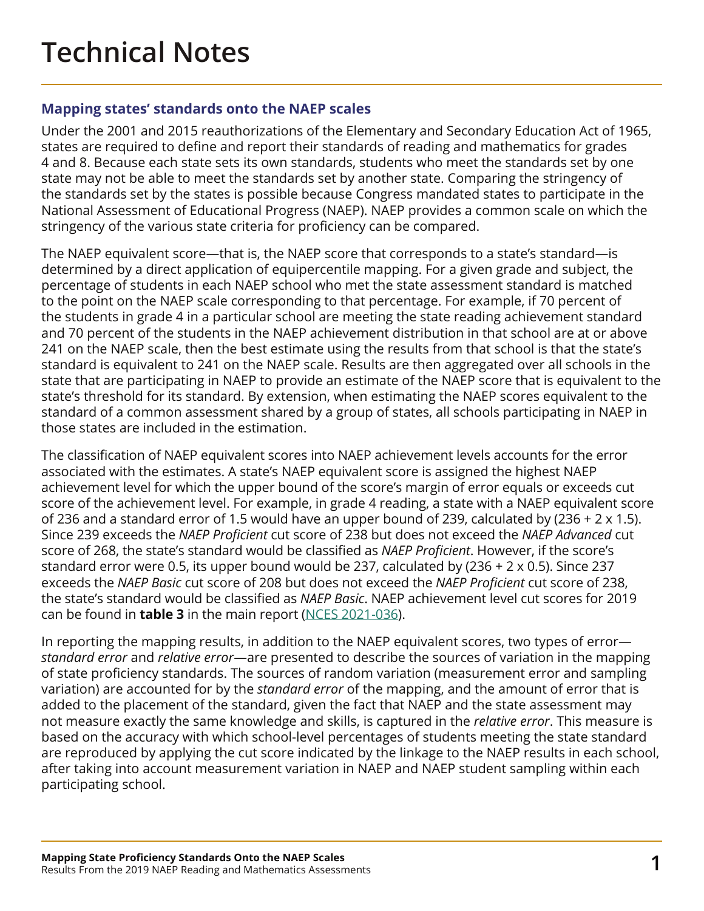# Technical Notes

## Mapping states' standards onto the NAEP scales

Under the 2001 and 2015 reauthorizations of the Elementary and Secondary Education Act of 1965, states are required to define and report their standards of reading and mathematics for grades 4 and 8. Because each state sets its own standards, students who meet the standards set by one state may not be able to meet the standards set by another state. Comparing the stringency of the standards set by the states is possible because Congress mandated states to participate in the National Assessment of Educational Progress (NAEP). NAEP provides a common scale on which the stringency of the various state criteria for proficiency can be compared.

The NAEP equivalent score—that is, the NAEP score that corresponds to a state's standard—is determined by a direct application of equipercentile mapping. For a given grade and subject, the percentage of students in each NAEP school who met the state assessment standard is matched to the point on the NAEP scale corresponding to that percentage. For example, if 70 percent of the students in grade 4 in a particular school are meeting the state reading achievement standard and 70 percent of the students in the NAEP achievement distribution in that school are at or above 241 on the NAEP scale, then the best estimate using the results from that school is that the state's standard is equivalent to 241 on the NAEP scale. Results are then aggregated over all schools in the state that are participating in NAEP to provide an estimate of the NAEP score that is equivalent to the state's threshold for its standard. By extension, when estimating the NAEP scores equivalent to the standard of a common assessment shared by a group of states, all schools participating in NAEP in those states are included in the estimation.

The classification of NAEP equivalent scores into NAEP achievement levels accounts for the error associated with the estimates. A state's NAEP equivalent score is assigned the highest NAEP achievement level for which the upper bound of the score's margin of error equals or exceeds cut score of the achievement level. For example, in grade 4 reading, a state with a NAEP equivalent score of 236 and a standard error of 1.5 would have an upper bound of 239, calculated by (236 + 2 x 1.5). Since 239 exceeds the *NAEP Proficient* cut score of 238 but does not exceed the *NAEP Advanced* cut score of 268, the state's standard would be classified as *NAEP Proficient*. However, if the score's standard error were 0.5, its upper bound would be 237, calculated by (236 + 2 x 0.5). Since 237 exceeds the *NAEP Basic* cut score of 208 but does not exceed the *NAEP Proficient* cut score of 238, the state's standard would be classified as *NAEP Basic*. NAEP achievement level cut scores for 2019 can be found in **table 3** in the main report (NCES 2021-036).

In reporting the mapping results, in addition to the NAEP equivalent scores, two types of error—*standard error* and *relative error*—are presented to describe the sources of variation in the mapping of state proficiency standards. The sources of random variation (measurement error and sampling variation) are accounted for by the *standard error* of the mapping, and the amount of error that is added to the placement of the standard, given the fact that NAEP and the state assessment may not measure exactly the same knowledge and skills, is captured in the *relative error*. This measure is based on the accuracy with which school-level percentages of students meeting the state standard are reproduced by applying the cut score indicated by the linkage to the NAEP results in each school, after taking into account measurement variation in NAEP and NAEP student sampling within each participating school.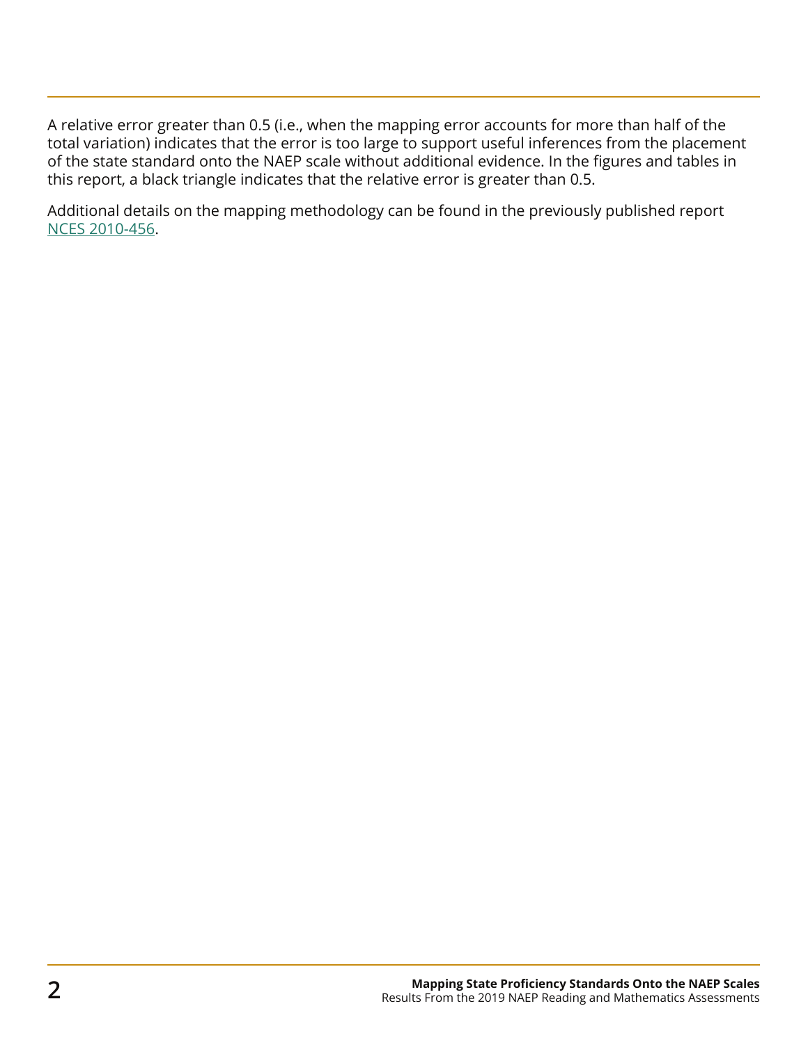A relative error greater than 0.5 (i.e., when the mapping error accounts for more than half of the total variation) indicates that the error is too large to support useful inferences from the placement of the state standard onto the NAEP scale without additional evidence. In the figures and tables in this report, a black triangle indicates that the relative error is greater than 0.5.

Additional details on the mapping methodology can be found in the previously published report NCES 2010-456.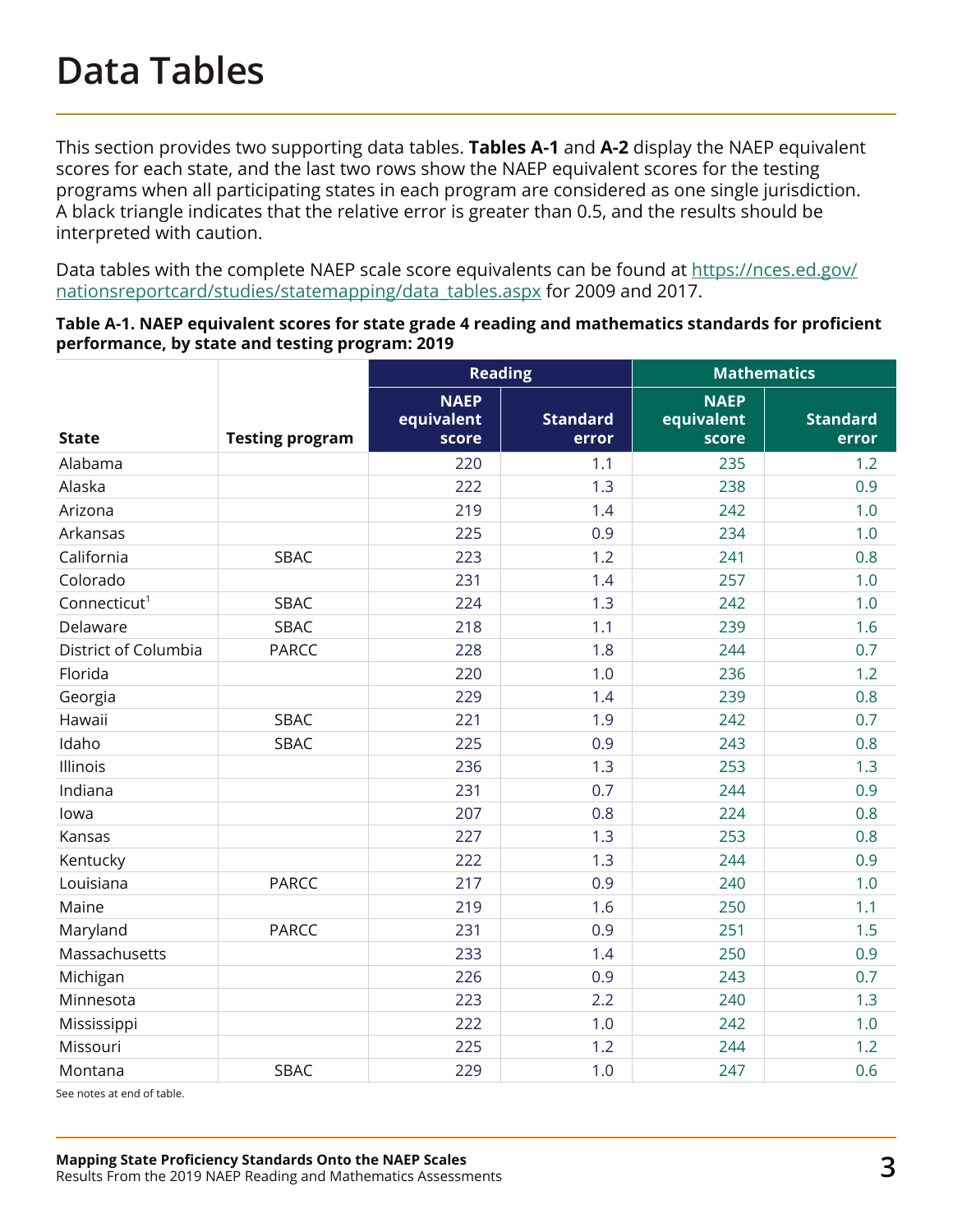# Data Tables

This section provides two supporting data tables. **Tables A-1** and **A-2** display the NAEP equivalent scores for each state, and the last two rows show the NAEP equivalent scores for the testing programs when all participating states in each program are considered as one single jurisdiction. A black triangle indicates that the relative error is greater than 0.5, and the results should be interpreted with caution.

Data tables with the complete NAEP scale score equivalents can be found at https://nces.ed.gov/nationsreportcard/studies/statemapping/data_tables.aspx for 2009 and 2017.

**Table A-1. NAEP equivalent scores for state grade 4 reading and mathematics standards for proficient performance, by state and testing program: 2019**

| State | Testing program | Reading | | Mathematics | |
|---|---|---|---|---|---|
| | | NAEP equivalent score | Standard error | NAEP equivalent score | Standard error |
| Alabama | | 220 | 1.1 | 235 | 1.2 |
| Alaska | | 222 | 1.3 | 238 | 0.9 |
| Arizona | | 219 | 1.4 | 242 | 1.0 |
| Arkansas | | 225 | 0.9 | 234 | 1.0 |
| California | SBAC | 223 | 1.2 | 241 | 0.8 |
| Colorado | | 231 | 1.4 | 257 | 1.0 |
| Connecticut[1] | SBAC | 224 | 1.3 | 242 | 1.0 |
| Delaware | SBAC | 218 | 1.1 | 239 | 1.6 |
| District of Columbia | PARCC | 228 | 1.8 | 244 | 0.7 |
| Florida | | 220 | 1.0 | 236 | 1.2 |
| Georgia | | 229 | 1.4 | 239 | 0.8 |
| Hawaii | SBAC | 221 | 1.9 | 242 | 0.7 |
| Idaho | SBAC | 225 | 0.9 | 243 | 0.8 |
| Illinois | | 236 | 1.3 | 253 | 1.3 |
| Indiana | | 231 | 0.7 | 244 | 0.9 |
| Iowa | | 207 | 0.8 | 224 | 0.8 |
| Kansas | | 227 | 1.3 | 253 | 0.8 |
| Kentucky | | 222 | 1.3 | 244 | 0.9 |
| Louisiana | PARCC | 217 | 0.9 | 240 | 1.0 |
| Maine | | 219 | 1.6 | 250 | 1.1 |
| Maryland | PARCC | 231 | 0.9 | 251 | 1.5 |
| Massachusetts | | 233 | 1.4 | 250 | 0.9 |
| Michigan | | 226 | 0.9 | 243 | 0.7 |
| Minnesota | | 223 | 2.2 | 240 | 1.3 |
| Mississippi | | 222 | 1.0 | 242 | 1.0 |
| Missouri | | 225 | 1.2 | 244 | 1.2 |
| Montana | SBAC | 229 | 1.0 | 247 | 0.6 |

See notes at end of table.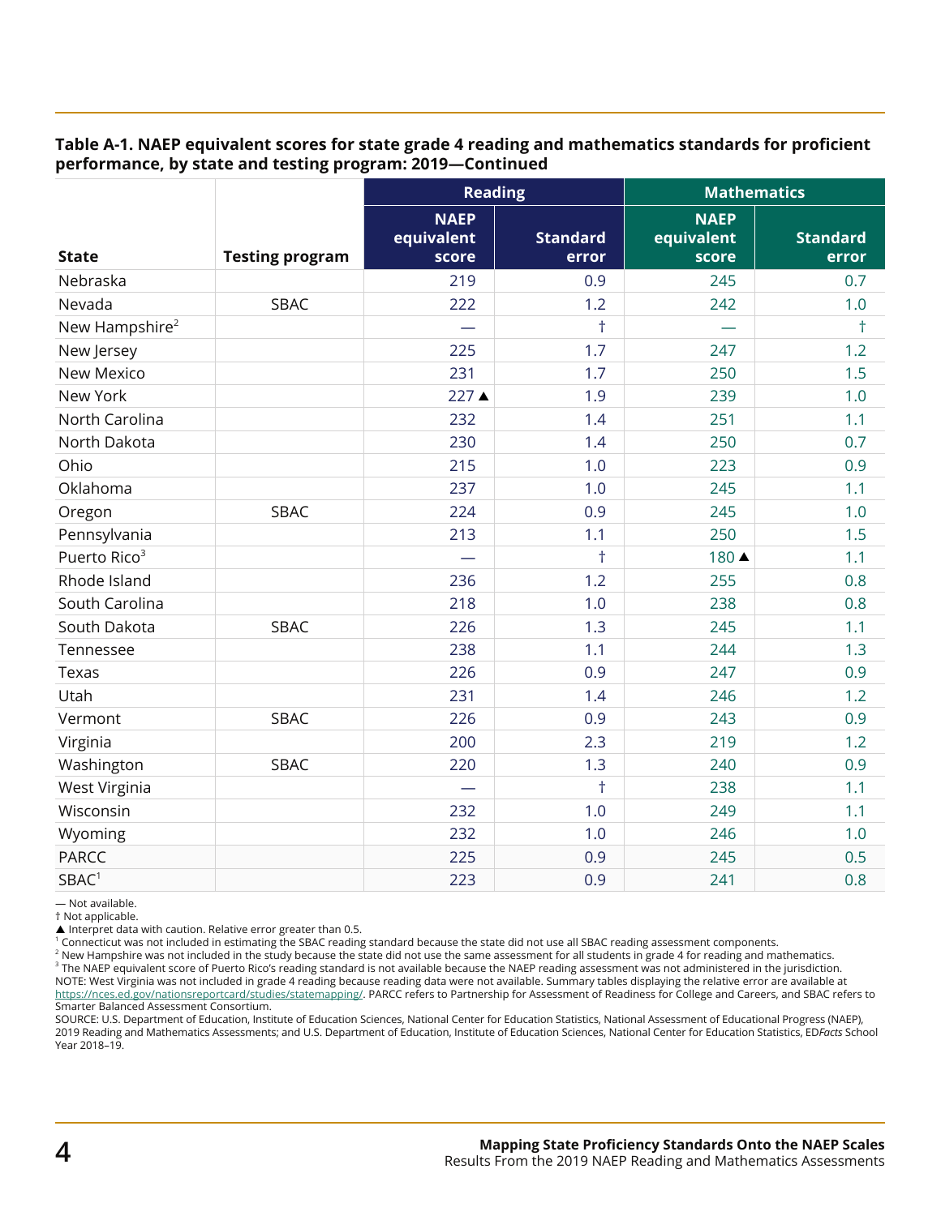**Table A-1. NAEP equivalent scores for state grade 4 reading and mathematics standards for proficient performance, by state and testing program: 2019—Continued**

| State | Testing program | Reading | | Mathematics | |
|---|---|---|---|---|---|
| | | NAEP equivalent score | Standard error | NAEP equivalent score | Standard error |
| Nebraska | | 219 | 0.9 | 245 | 0.7 |
| Nevada | SBAC | 222 | 1.2 | 242 | 1.0 |
| New Hampshire[2] | | — | † | — | † |
| New Jersey | | 225 | 1.7 | 247 | 1.2 |
| New Mexico | | 231 | 1.7 | 250 | 1.5 |
| New York | | 227 ▲ | 1.9 | 239 | 1.0 |
| North Carolina | | 232 | 1.4 | 251 | 1.1 |
| North Dakota | | 230 | 1.4 | 250 | 0.7 |
| Ohio | | 215 | 1.0 | 223 | 0.9 |
| Oklahoma | | 237 | 1.0 | 245 | 1.1 |
| Oregon | SBAC | 224 | 0.9 | 245 | 1.0 |
| Pennsylvania | | 213 | 1.1 | 250 | 1.5 |
| Puerto Rico[3] | | — | † | 180 ▲ | 1.1 |
| Rhode Island | | 236 | 1.2 | 255 | 0.8 |
| South Carolina | | 218 | 1.0 | 238 | 0.8 |
| South Dakota | SBAC | 226 | 1.3 | 245 | 1.1 |
| Tennessee | | 238 | 1.1 | 244 | 1.3 |
| Texas | | 226 | 0.9 | 247 | 0.9 |
| Utah | | 231 | 1.4 | 246 | 1.2 |
| Vermont | SBAC | 226 | 0.9 | 243 | 0.9 |
| Virginia | | 200 | 2.3 | 219 | 1.2 |
| Washington | SBAC | 220 | 1.3 | 240 | 0.9 |
| West Virginia | | — | † | 238 | 1.1 |
| Wisconsin | | 232 | 1.0 | 249 | 1.1 |
| Wyoming | | 232 | 1.0 | 246 | 1.0 |
| PARCC | | 225 | 0.9 | 245 | 0.5 |
| SBAC[1] | | 223 | 0.9 | 241 | 0.8 |

— Not available.
† Not applicable.
▲ Interpret data with caution. Relative error greater than 0.5.
[1] Connecticut was not included in estimating the SBAC reading standard because the state did not use all SBAC reading assessment components.
[2] New Hampshire was not included in the study because the state did not use the same assessment for all students in grade 4 for reading and mathematics.
[3] The NAEP equivalent score of Puerto Rico's reading standard is not available because the NAEP reading assessment was not administered in the jurisdiction.
NOTE: West Virginia was not included in grade 4 reading because reading data were not available. Summary tables displaying the relative error are available at https://nces.ed.gov/nationsreportcard/studies/statemapping/. PARCC refers to Partnership for Assessment of Readiness for College and Careers, and SBAC refers to Smarter Balanced Assessment Consortium.
SOURCE: U.S. Department of Education, Institute of Education Sciences, National Center for Education Statistics, National Assessment of Educational Progress (NAEP), 2019 Reading and Mathematics Assessments; and U.S. Department of Education, Institute of Education Sciences, National Center for Education Statistics, ED*Facts* School Year 2018–19.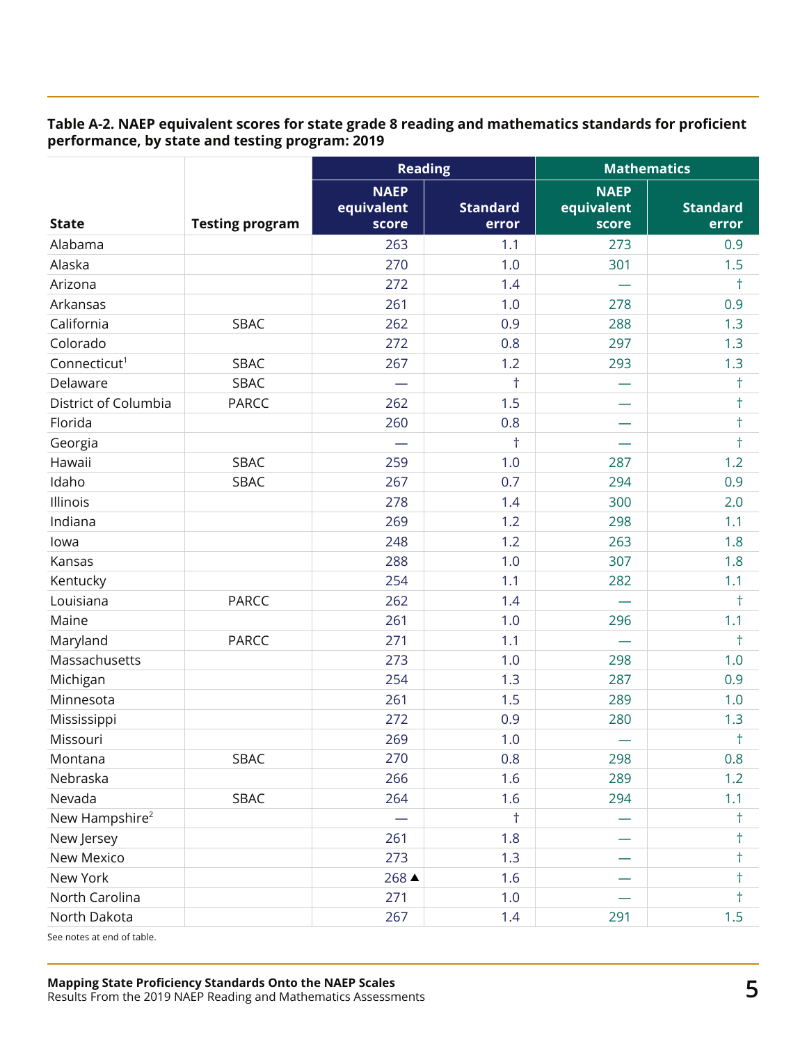**Table A-2. NAEP equivalent scores for state grade 8 reading and mathematics standards for proficient performance, by state and testing program: 2019**

| State | Testing program | Reading | | Mathematics | |
|---|---|---|---|---|---|
| | | NAEP equivalent score | Standard error | NAEP equivalent score | Standard error |
| Alabama | | 263 | 1.1 | 273 | 0.9 |
| Alaska | | 270 | 1.0 | 301 | 1.5 |
| Arizona | | 272 | 1.4 | — | † |
| Arkansas | | 261 | 1.0 | 278 | 0.9 |
| California | SBAC | 262 | 0.9 | 288 | 1.3 |
| Colorado | | 272 | 0.8 | 297 | 1.3 |
| Connecticut[1] | SBAC | 267 | 1.2 | 293 | 1.3 |
| Delaware | SBAC | — | † | — | † |
| District of Columbia | PARCC | 262 | 1.5 | — | † |
| Florida | | 260 | 0.8 | — | † |
| Georgia | | — | † | — | † |
| Hawaii | SBAC | 259 | 1.0 | 287 | 1.2 |
| Idaho | SBAC | 267 | 0.7 | 294 | 0.9 |
| Illinois | | 278 | 1.4 | 300 | 2.0 |
| Indiana | | 269 | 1.2 | 298 | 1.1 |
| Iowa | | 248 | 1.2 | 263 | 1.8 |
| Kansas | | 288 | 1.0 | 307 | 1.8 |
| Kentucky | | 254 | 1.1 | 282 | 1.1 |
| Louisiana | PARCC | 262 | 1.4 | — | † |
| Maine | | 261 | 1.0 | 296 | 1.1 |
| Maryland | PARCC | 271 | 1.1 | — | † |
| Massachusetts | | 273 | 1.0 | 298 | 1.0 |
| Michigan | | 254 | 1.3 | 287 | 0.9 |
| Minnesota | | 261 | 1.5 | 289 | 1.0 |
| Mississippi | | 272 | 0.9 | 280 | 1.3 |
| Missouri | | 269 | 1.0 | — | † |
| Montana | SBAC | 270 | 0.8 | 298 | 0.8 |
| Nebraska | | 266 | 1.6 | 289 | 1.2 |
| Nevada | SBAC | 264 | 1.6 | 294 | 1.1 |
| New Hampshire[2] | | — | † | — | † |
| New Jersey | | 261 | 1.8 | — | † |
| New Mexico | | 273 | 1.3 | — | † |
| New York | | 268 ▲ | 1.6 | — | † |
| North Carolina | | 271 | 1.0 | — | † |
| North Dakota | | 267 | 1.4 | 291 | 1.5 |

See notes at end of table.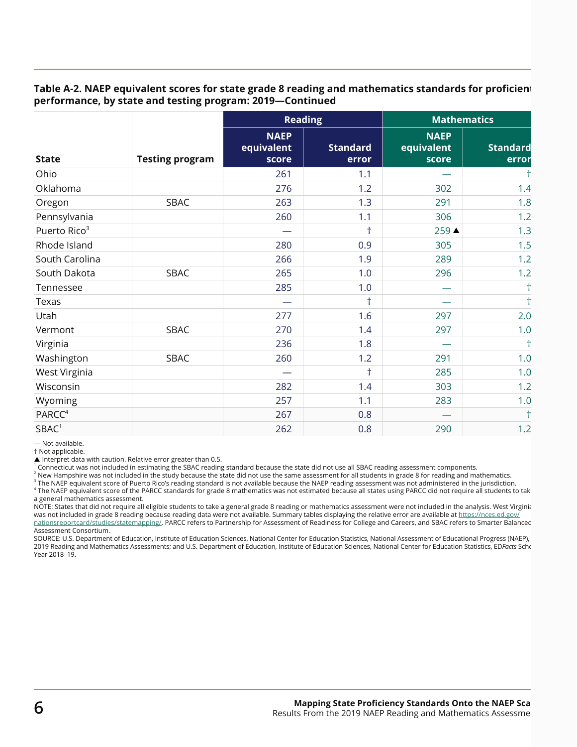**Table A-2. NAEP equivalent scores for state grade 8 reading and mathematics standards for proficient performance, by state and testing program: 2019—Continued**

| State | Testing program | Reading | | Mathematics | |
|---|---|---|---|---|---|
| | | NAEP equivalent score | Standard error | NAEP equivalent score | Standard error |
| Ohio | | 261 | 1.1 | — | † |
| Oklahoma | | 276 | 1.2 | 302 | 1.4 |
| Oregon | SBAC | 263 | 1.3 | 291 | 1.8 |
| Pennsylvania | | 260 | 1.1 | 306 | 1.2 |
| Puerto Rico[3] | | — | † | 259 ▲ | 1.3 |
| Rhode Island | | 280 | 0.9 | 305 | 1.5 |
| South Carolina | | 266 | 1.9 | 289 | 1.2 |
| South Dakota | SBAC | 265 | 1.0 | 296 | 1.2 |
| Tennessee | | 285 | 1.0 | — | † |
| Texas | | — | † | — | † |
| Utah | | 277 | 1.6 | 297 | 2.0 |
| Vermont | SBAC | 270 | 1.4 | 297 | 1.0 |
| Virginia | | 236 | 1.8 | — | † |
| Washington | SBAC | 260 | 1.2 | 291 | 1.0 |
| West Virginia | | — | † | 285 | 1.0 |
| Wisconsin | | 282 | 1.4 | 303 | 1.2 |
| Wyoming | | 257 | 1.1 | 283 | 1.0 |
| PARCC[4] | | 267 | 0.8 | — | † |
| SBAC[1] | | 262 | 0.8 | 290 | 1.2 |

— Not available.
† Not applicable.
▲ Interpret data with caution. Relative error greater than 0.5.
[1] Connecticut was not included in estimating the SBAC reading standard because the state did not use all SBAC reading assessment components.
[2] New Hampshire was not included in the study because the state did not use the same assessment for all students in grade 8 for reading and mathematics.
[3] The NAEP equivalent score of Puerto Rico's reading standard is not available because the NAEP reading assessment was not administered in the jurisdiction.
[4] The NAEP equivalent score of the PARCC standards for grade 8 mathematics was not estimated because all states using PARCC did not require all students to take a general mathematics assessment.
NOTE: States that did not require all eligible students to take a general grade 8 reading or mathematics assessment were not included in the analysis. West Virginia was not included in grade 8 reading because reading data were not available. Summary tables displaying the relative error are available at https://nces.ed.gov/nationsreportcard/studies/statemapping/. PARCC refers to Partnership for Assessment of Readiness for College and Careers, and SBAC refers to Smarter Balanced Assessment Consortium.
SOURCE: U.S. Department of Education, Institute of Education Sciences, National Center for Education Statistics, National Assessment of Educational Progress (NAEP), 2019 Reading and Mathematics Assessments; and U.S. Department of Education, Institute of Education Sciences, National Center for Education Statistics, ED*Facts* School Year 2018–19.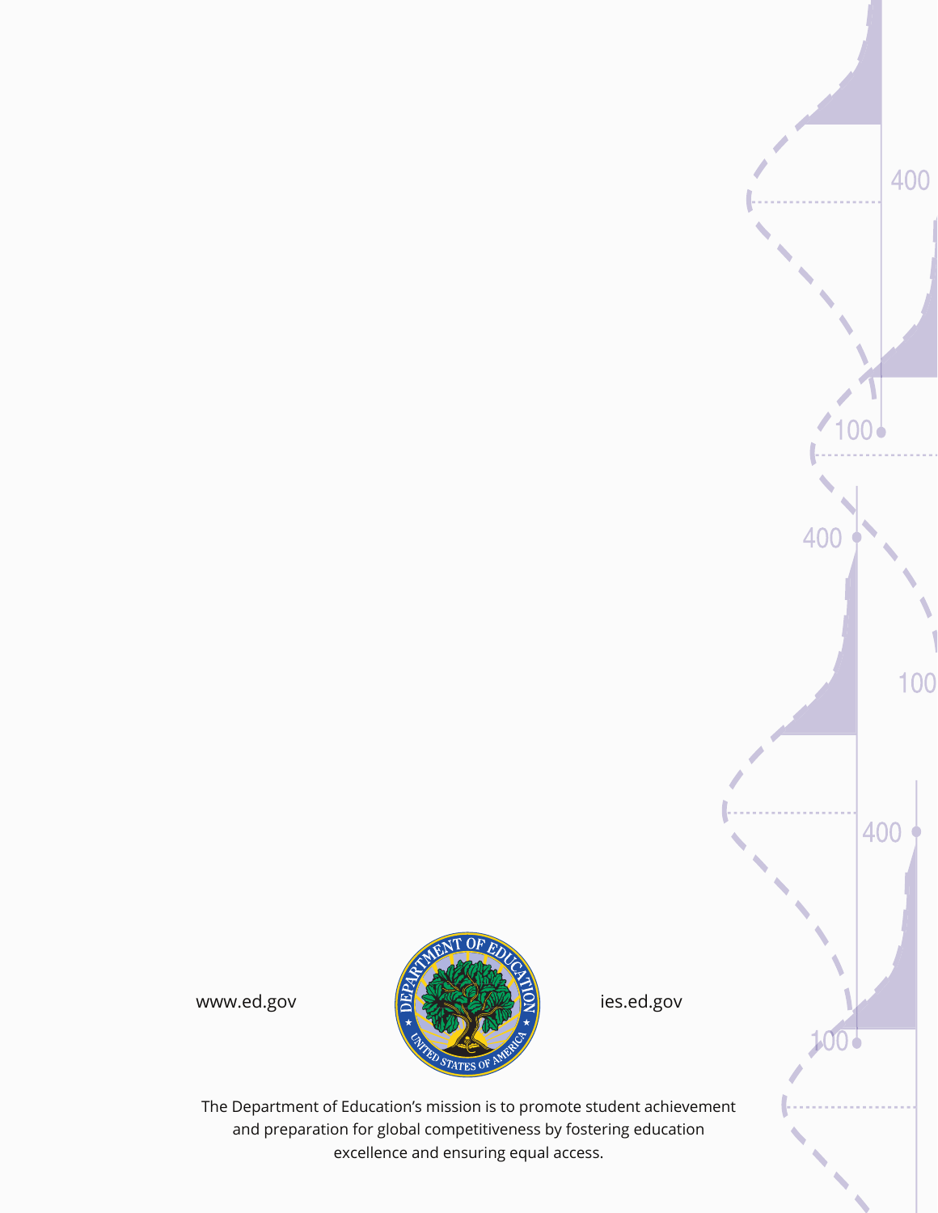www.ed.gov

ies.ed.gov

The Department of Education's mission is to promote student achievement and preparation for global competitiveness by fostering education excellence and ensuring equal access.